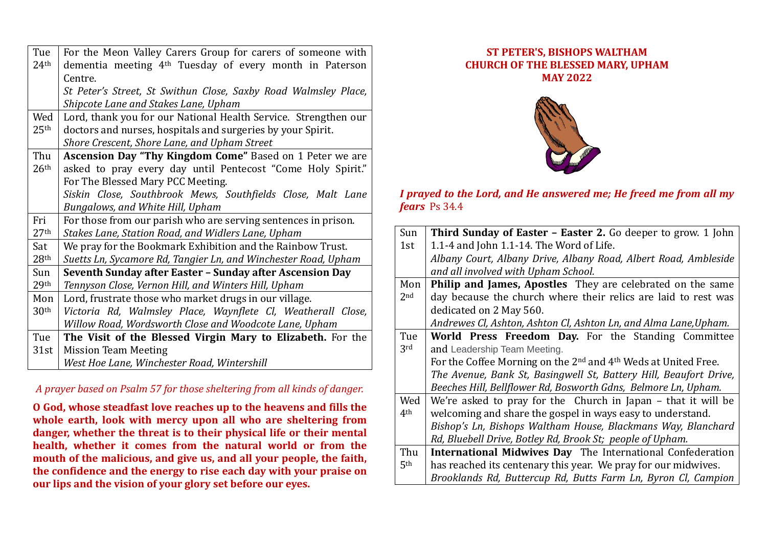| | |
|---|---|
| Tue 24th | For the Meon Valley Carers Group for carers of someone with dementia meeting 4th Tuesday of every month in Paterson Centre. *St Peter's Street, St Swithun Close, Saxby Road Walmsley Place, Shipcote Lane and Stakes Lane, Upham* |
| Wed 25th | Lord, thank you for our National Health Service. Strengthen our doctors and nurses, hospitals and surgeries by your Spirit. *Shore Crescent, Shore Lane, and Upham Street* |
| Thu 26th | **Ascension Day "Thy Kingdom Come"** Based on 1 Peter we are asked to pray every day until Pentecost "Come Holy Spirit." For The Blessed Mary PCC Meeting. *Siskin Close, Southbrook Mews, Southfields Close, Malt Lane Bungalows, and White Hill, Upham* |
| Fri 27th | For those from our parish who are serving sentences in prison. *Stakes Lane, Station Road, and Widlers Lane, Upham* |
| Sat 28th | We pray for the Bookmark Exhibition and the Rainbow Trust. *Suetts Ln, Sycamore Rd, Tangier Ln, and Winchester Road, Upham* |
| Sun 29th | **Seventh Sunday after Easter – Sunday after Ascension Day** *Tennyson Close, Vernon Hill, and Winters Hill, Upham* |
| Mon 30th | Lord, frustrate those who market drugs in our village. *Victoria Rd, Walmsley Place, Waynflete Cl, Weatherall Close, Willow Road, Wordsworth Close and Woodcote Lane, Upham* |
| Tue 31st | **The Visit of the Blessed Virgin Mary to Elizabeth.** For the Mission Team Meeting *West Hoe Lane, Winchester Road, Wintershill* |

*A prayer based on Psalm 57 for those sheltering from all kinds of danger.*

**O God, whose steadfast love reaches up to the heavens and fills the whole earth, look with mercy upon all who are sheltering from danger, whether the threat is to their physical life or their mental health, whether it comes from the natural world or from the mouth of the malicious, and give us, and all your people, the faith, the confidence and the energy to rise each day with your praise on our lips and the vision of your glory set before our eyes.**

**ST PETER'S, BISHOPS WALTHAM**
**CHURCH OF THE BLESSED MARY, UPHAM**
**MAY 2022**

***I prayed to the Lord, and He answered me; He freed me from all my fears*** Ps 34.4

| | |
|---|---|
| Sun 1st | **Third Sunday of Easter – Easter 2.** Go deeper to grow. 1 John 1.1-4 and John 1.1-14. The Word of Life. *Albany Court, Albany Drive, Albany Road, Albert Road, Ambleside and all involved with Upham School.* |
| Mon 2nd | **Philip and James, Apostles** They are celebrated on the same day because the church where their relics are laid to rest was dedicated on 2 May 560. *Andrewes Cl, Ashton, Ashton Cl, Ashton Ln, and Alma Lane,Upham.* |
| Tue 3rd | **World Press Freedom Day.** For the Standing Committee and Leadership Team Meeting. For the Coffee Morning on the 2nd and 4th Weds at United Free. *The Avenue, Bank St, Basingwell St, Battery Hill, Beaufort Drive, Beeches Hill, Bellflower Rd, Bosworth Gdns, Belmore Ln, Upham.* |
| Wed 4th | We're asked to pray for the Church in Japan – that it will be welcoming and share the gospel in ways easy to understand. *Bishop's Ln, Bishops Waltham House, Blackmans Way, Blanchard Rd, Bluebell Drive, Botley Rd, Brook St; people of Upham.* |
| Thu 5th | **International Midwives Day** The International Confederation has reached its centenary this year. We pray for our midwives. *Brooklands Rd, Buttercup Rd, Butts Farm Ln, Byron Cl, Campion* |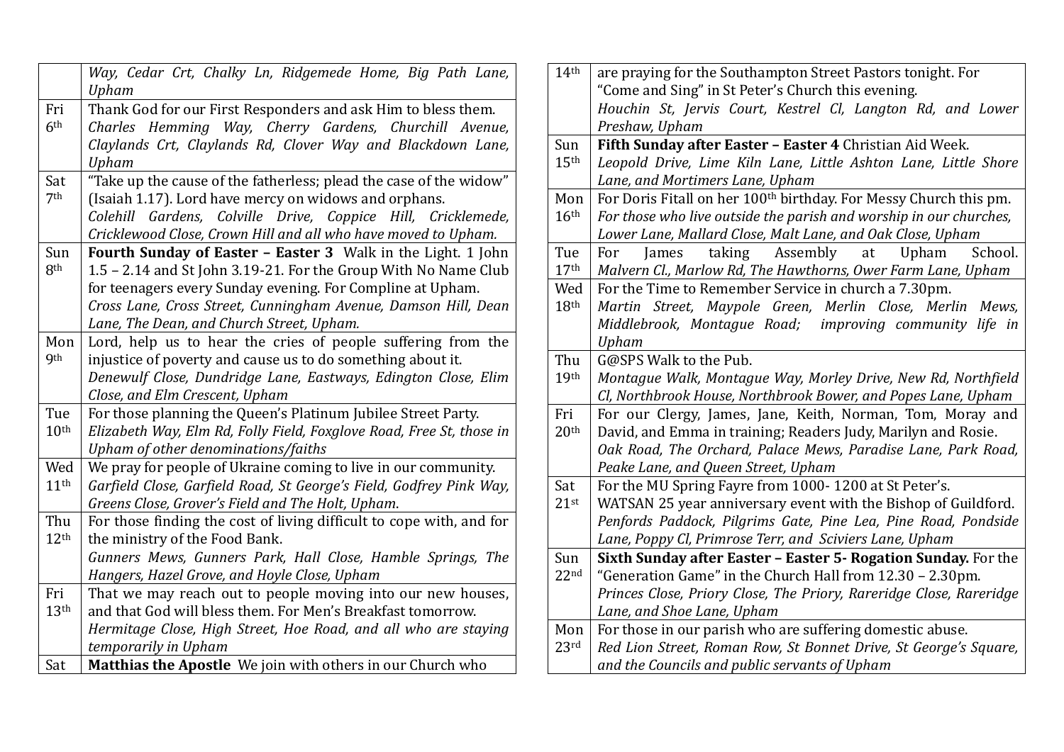| | |
|---|---|
| | *Way, Cedar Crt, Chalky Ln, Ridgemede Home, Big Path Lane, Upham* |
| Fri 6th | Thank God for our First Responders and ask Him to bless them. *Charles Hemming Way, Cherry Gardens, Churchill Avenue, Claylands Crt, Claylands Rd, Clover Way and Blackdown Lane, Upham* |
| Sat 7th | "Take up the cause of the fatherless; plead the case of the widow" (Isaiah 1.17). Lord have mercy on widows and orphans. *Colehill Gardens, Colville Drive, Coppice Hill, Cricklemede, Cricklewood Close, Crown Hill and all who have moved to Upham.* |
| Sun 8th | **Fourth Sunday of Easter – Easter 3** Walk in the Light. 1 John 1.5 – 2.14 and St John 3.19-21. For the Group With No Name Club for teenagers every Sunday evening. For Compline at Upham. *Cross Lane, Cross Street, Cunningham Avenue, Damson Hill, Dean Lane, The Dean, and Church Street, Upham.* |
| Mon 9th | Lord, help us to hear the cries of people suffering from the injustice of poverty and cause us to do something about it. *Denewulf Close, Dundridge Lane, Eastways, Edington Close, Elim Close, and Elm Crescent, Upham* |
| Tue 10th | For those planning the Queen's Platinum Jubilee Street Party. *Elizabeth Way, Elm Rd, Folly Field, Foxglove Road, Free St, those in Upham of other denominations/faiths* |
| Wed 11th | We pray for people of Ukraine coming to live in our community. *Garfield Close, Garfield Road, St George's Field, Godfrey Pink Way, Greens Close, Grover's Field and The Holt, Upham*. |
| Thu 12th | For those finding the cost of living difficult to cope with, and for the ministry of the Food Bank. *Gunners Mews, Gunners Park, Hall Close, Hamble Springs, The Hangers, Hazel Grove, and Hoyle Close, Upham* |
| Fri 13th | That we may reach out to people moving into our new houses, and that God will bless them. For Men's Breakfast tomorrow. *Hermitage Close, High Street, Hoe Road, and all who are staying temporarily in Upham* |
| Sat 14th | **Matthias the Apostle** We join with others in our Church who are praying for the Southampton Street Pastors tonight. For "Come and Sing" in St Peter's Church this evening. *Houchin St, Jervis Court, Kestrel Cl, Langton Rd, and Lower Preshaw, Upham* |
| Sun 15th | **Fifth Sunday after Easter – Easter 4** Christian Aid Week. *Leopold Drive, Lime Kiln Lane, Little Ashton Lane, Little Shore Lane, and Mortimers Lane, Upham* |
| Mon 16th | For Doris Fitall on her 100th birthday. For Messy Church this pm. *For those who live outside the parish and worship in our churches, Lower Lane, Mallard Close, Malt Lane, and Oak Close, Upham* |
| Tue 17th | For James taking Assembly at Upham School. *Malvern Cl., Marlow Rd, The Hawthorns, Ower Farm Lane, Upham* |
| Wed 18th | For the Time to Remember Service in church a 7.30pm. *Martin Street, Maypole Green, Merlin Close, Merlin Mews, Middlebrook, Montague Road; improving community life in Upham* |
| Thu 19th | G@SPS Walk to the Pub. *Montague Walk, Montague Way, Morley Drive, New Rd, Northfield Cl, Northbrook House, Northbrook Bower, and Popes Lane, Upham* |
| Fri 20th | For our Clergy, James, Jane, Keith, Norman, Tom, Moray and David, and Emma in training; Readers Judy, Marilyn and Rosie. *Oak Road, The Orchard, Palace Mews, Paradise Lane, Park Road, Peake Lane, and Queen Street, Upham* |
| Sat 21st | For the MU Spring Fayre from 1000- 1200 at St Peter's. WATSAN 25 year anniversary event with the Bishop of Guildford. *Penfords Paddock, Pilgrims Gate, Pine Lea, Pine Road, Pondside Lane, Poppy Cl, Primrose Terr, and Sciviers Lane, Upham* |
| Sun 22nd | **Sixth Sunday after Easter – Easter 5- Rogation Sunday.** For the "Generation Game" in the Church Hall from 12.30 – 2.30pm. *Princes Close, Priory Close, The Priory, Rareridge Close, Rareridge Lane, and Shoe Lane, Upham* |
| Mon 23rd | For those in our parish who are suffering domestic abuse. *Red Lion Street, Roman Row, St Bonnet Drive, St George's Square, and the Councils and public servants of Upham* |